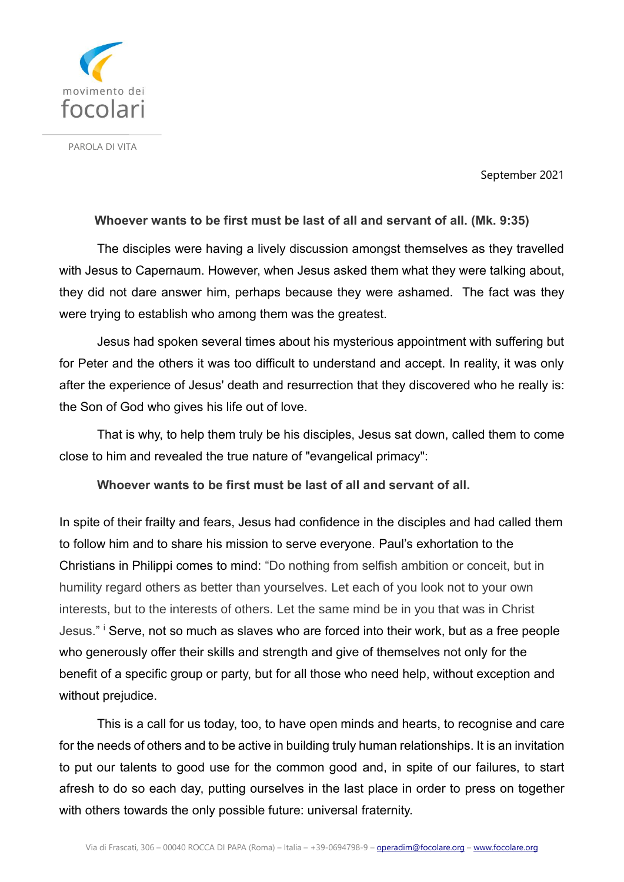movimento dei focolari

PAROLA DI VITA

September 2021

**Whoever wants to be first must be last of all and servant of all. (Mk. 9:35)**

The disciples were having a lively discussion amongst themselves as they travelled with Jesus to Capernaum. However, when Jesus asked them what they were talking about, they did not dare answer him, perhaps because they were ashamed. The fact was they were trying to establish who among them was the greatest.

Jesus had spoken several times about his mysterious appointment with suffering but for Peter and the others it was too difficult to understand and accept. In reality, it was only after the experience of Jesus' death and resurrection that they discovered who he really is: the Son of God who gives his life out of love.

That is why, to help them truly be his disciples, Jesus sat down, called them to come close to him and revealed the true nature of "evangelical primacy":

**Whoever wants to be first must be last of all and servant of all.**

In spite of their frailty and fears, Jesus had confidence in the disciples and had called them to follow him and to share his mission to serve everyone. Paul's exhortation to the Christians in Philippi comes to mind: "Do nothing from selfish ambition or conceit, but in humility regard others as better than yourselves. Let each of you look not to your own interests, but to the interests of others. Let the same mind be in you that was in Christ Jesus." [i] Serve, not so much as slaves who are forced into their work, but as a free people who generously offer their skills and strength and give of themselves not only for the benefit of a specific group or party, but for all those who need help, without exception and without prejudice.

This is a call for us today, too, to have open minds and hearts, to recognise and care for the needs of others and to be active in building truly human relationships. It is an invitation to put our talents to good use for the common good and, in spite of our failures, to start afresh to do so each day, putting ourselves in the last place in order to press on together with others towards the only possible future: universal fraternity.

Via di Frascati, 306 – 00040 ROCCA DI PAPA (Roma) – Italia – +39-0694798-9 – operadim@focolare.org – www.focolare.org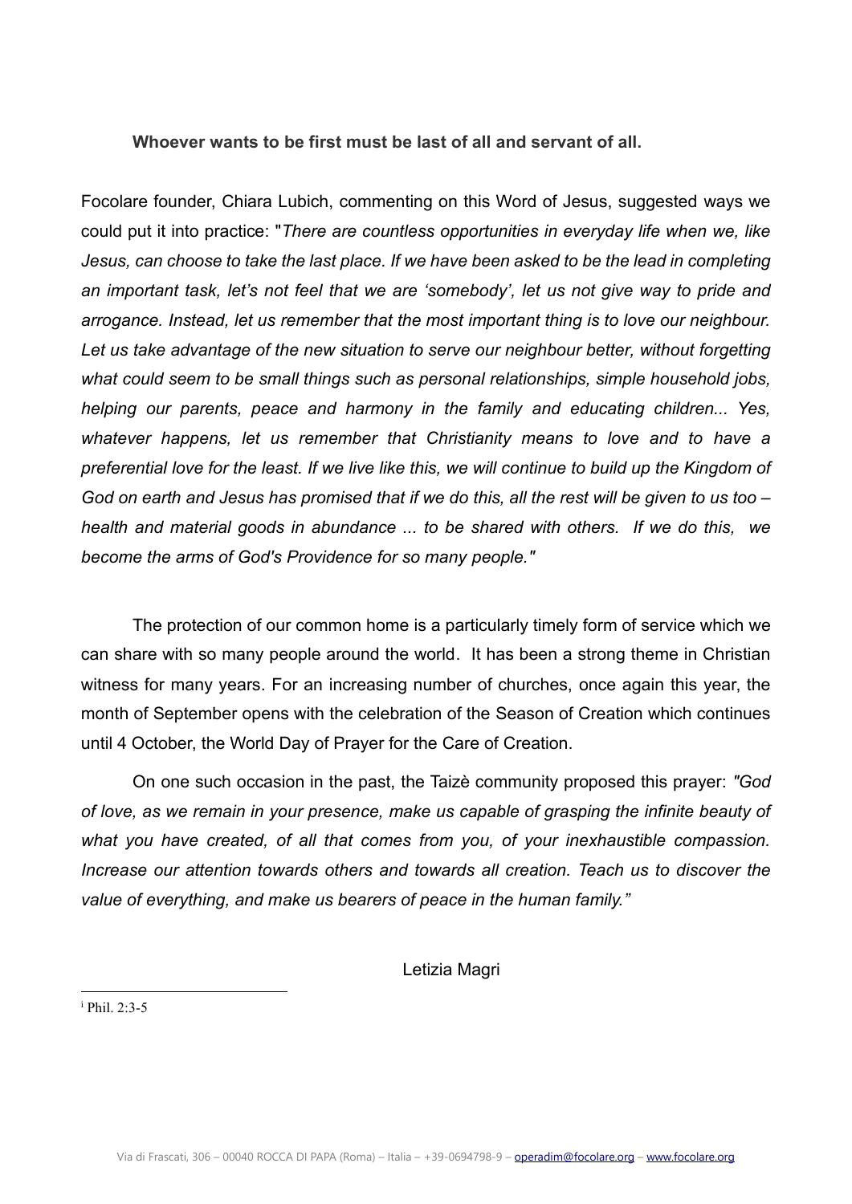**Whoever wants to be first must be last of all and servant of all.**

Focolare founder, Chiara Lubich, commenting on this Word of Jesus, suggested ways we could put it into practice: "*There are countless opportunities in everyday life when we, like Jesus, can choose to take the last place. If we have been asked to be the lead in completing an important task, let's not feel that we are 'somebody', let us not give way to pride and arrogance. Instead, let us remember that the most important thing is to love our neighbour. Let us take advantage of the new situation to serve our neighbour better, without forgetting what could seem to be small things such as personal relationships, simple household jobs, helping our parents, peace and harmony in the family and educating children... Yes, whatever happens, let us remember that Christianity means to love and to have a preferential love for the least. If we live like this, we will continue to build up the Kingdom of God on earth and Jesus has promised that if we do this, all the rest will be given to us too – health and material goods in abundance ... to be shared with others. If we do this, we become the arms of God's Providence for so many people.*"

The protection of our common home is a particularly timely form of service which we can share with so many people around the world. It has been a strong theme in Christian witness for many years. For an increasing number of churches, once again this year, the month of September opens with the celebration of the Season of Creation which continues until 4 October, the World Day of Prayer for the Care of Creation.

On one such occasion in the past, the Taizè community proposed this prayer: *"God of love, as we remain in your presence, make us capable of grasping the infinite beauty of what you have created, of all that comes from you, of your inexhaustible compassion. Increase our attention towards others and towards all creation. Teach us to discover the value of everything, and make us bearers of peace in the human family."*

Letizia Magri

---

[i] Phil. 2:3-5

Via di Frascati, 306 – 00040 ROCCA DI PAPA (Roma) – Italia – +39-0694798-9 – operadim@focolare.org – www.focolare.org